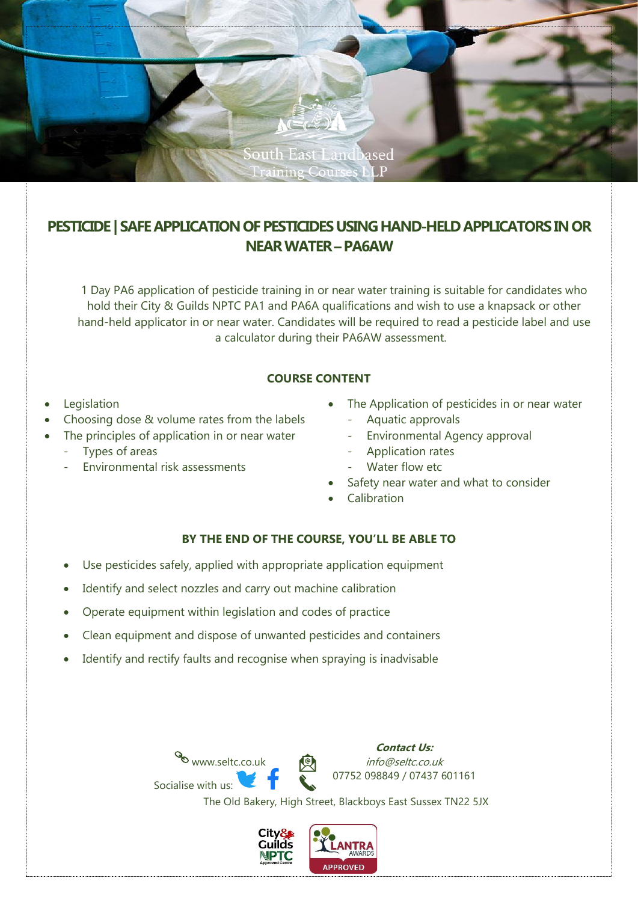South East Landbased Training Courses LLP

# PESTICIDE | SAFE APPLICATION OF PESTICIDES USING HAND-HELD APPLICATORS IN OR NEAR WATER – PA6AW

1 Day PA6 application of pesticide training in or near water training is suitable for candidates who hold their City & Guilds NPTC PA1 and PA6A qualifications and wish to use a knapsack or other hand-held applicator in or near water. Candidates will be required to read a pesticide label and use a calculator during their PA6AW assessment.

## COURSE CONTENT

- Legislation
- Choosing dose & volume rates from the labels
- The principles of application in or near water
  - Types of areas
  - Environmental risk assessments
- The Application of pesticides in or near water
  - Aquatic approvals
  - Environmental Agency approval
  - Application rates
  - Water flow etc
- Safety near water and what to consider
- Calibration

## BY THE END OF THE COURSE, YOU'LL BE ABLE TO

- Use pesticides safely, applied with appropriate application equipment
- Identify and select nozzles and carry out machine calibration
- Operate equipment within legislation and codes of practice
- Clean equipment and dispose of unwanted pesticides and containers
- Identify and rectify faults and recognise when spraying is inadvisable

www.seltc.co.uk

Socialise with us:

***Contact Us:***
*info@seltc.co.uk*
07752 098849 / 07437 601161

The Old Bakery, High Street, Blackboys East Sussex TN22 5JX

City & Guilds NPTC Approved Centre | LANTRA AWARDS APPROVED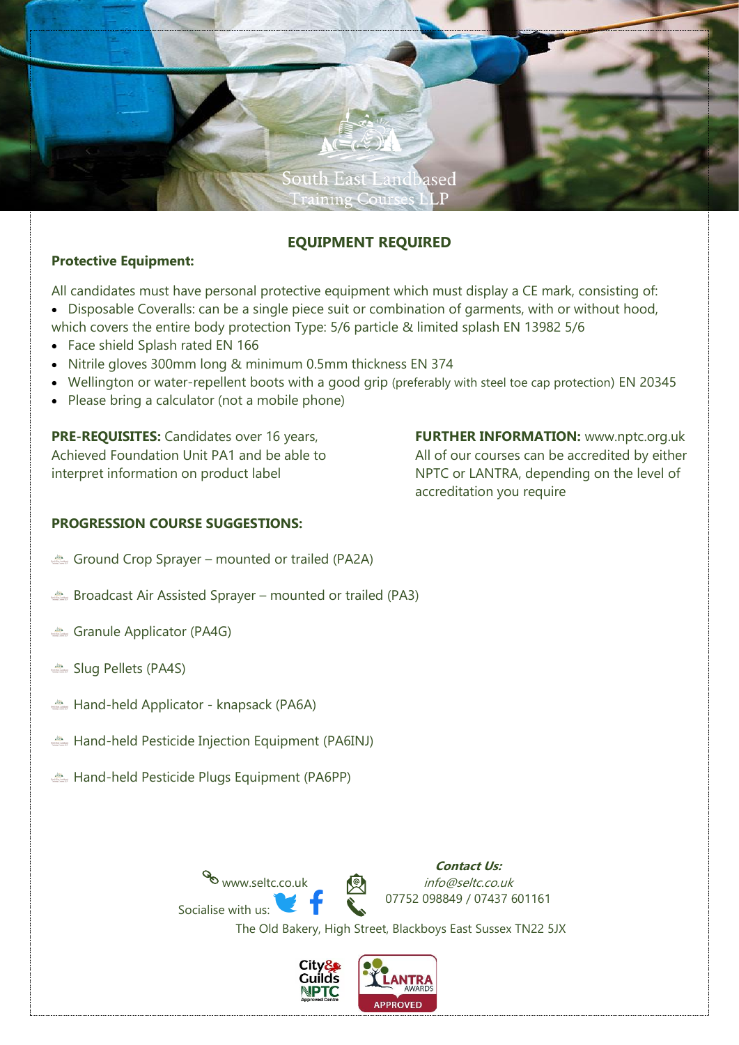South East Landbased Training Courses LLP

## EQUIPMENT REQUIRED

**Protective Equipment:**

All candidates must have personal protective equipment which must display a CE mark, consisting of:

- Disposable Coveralls: can be a single piece suit or combination of garments, with or without hood, which covers the entire body protection Type: 5/6 particle & limited splash EN 13982 5/6
- Face shield Splash rated EN 166
- Nitrile gloves 300mm long & minimum 0.5mm thickness EN 374
- Wellington or water-repellent boots with a good grip (preferably with steel toe cap protection) EN 20345
- Please bring a calculator (not a mobile phone)

**PRE-REQUISITES:** Candidates over 16 years, Achieved Foundation Unit PA1 and be able to interpret information on product label

**FURTHER INFORMATION:** www.nptc.org.uk
All of our courses can be accredited by either NPTC or LANTRA, depending on the level of accreditation you require

**PROGRESSION COURSE SUGGESTIONS:**

- Ground Crop Sprayer – mounted or trailed (PA2A)
- Broadcast Air Assisted Sprayer – mounted or trailed (PA3)
- Granule Applicator (PA4G)
- Slug Pellets (PA4S)
- Hand-held Applicator - knapsack (PA6A)
- Hand-held Pesticide Injection Equipment (PA6INJ)
- Hand-held Pesticide Plugs Equipment (PA6PP)

www.seltc.co.uk

Socialise with us:

***Contact Us:***
*info@seltc.co.uk*
07752 098849 / 07437 601161

The Old Bakery, High Street, Blackboys East Sussex TN22 5JX